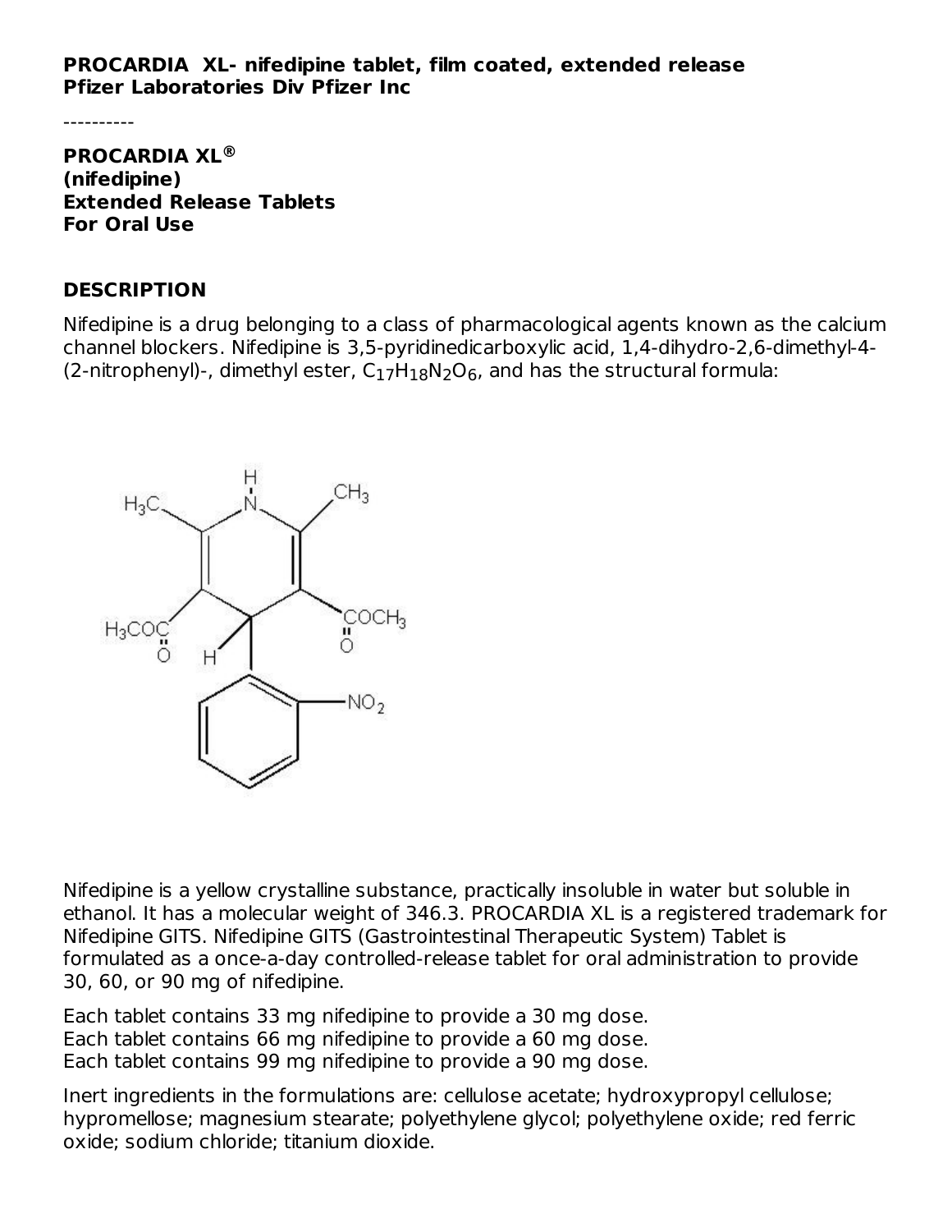**PROCARDIA XL- nifedipine tablet, film coated, extended release**
**Pfizer Laboratories Div Pfizer Inc**

----------

**PROCARDIA XL®**
**(nifedipine)**
**Extended Release Tablets**
**For Oral Use**

## DESCRIPTION

Nifedipine is a drug belonging to a class of pharmacological agents known as the calcium channel blockers. Nifedipine is 3,5-pyridinedicarboxylic acid, 1,4-dihydro-2,6-dimethyl-4-(2-nitrophenyl)-, dimethyl ester, $C_{17}H_{18}N_2O_6$, and has the structural formula:

Nifedipine is a yellow crystalline substance, practically insoluble in water but soluble in ethanol. It has a molecular weight of 346.3. PROCARDIA XL is a registered trademark for Nifedipine GITS. Nifedipine GITS (Gastrointestinal Therapeutic System) Tablet is formulated as a once-a-day controlled-release tablet for oral administration to provide 30, 60, or 90 mg of nifedipine.

Each tablet contains 33 mg nifedipine to provide a 30 mg dose.
Each tablet contains 66 mg nifedipine to provide a 60 mg dose.
Each tablet contains 99 mg nifedipine to provide a 90 mg dose.

Inert ingredients in the formulations are: cellulose acetate; hydroxypropyl cellulose; hypromellose; magnesium stearate; polyethylene glycol; polyethylene oxide; red ferric oxide; sodium chloride; titanium dioxide.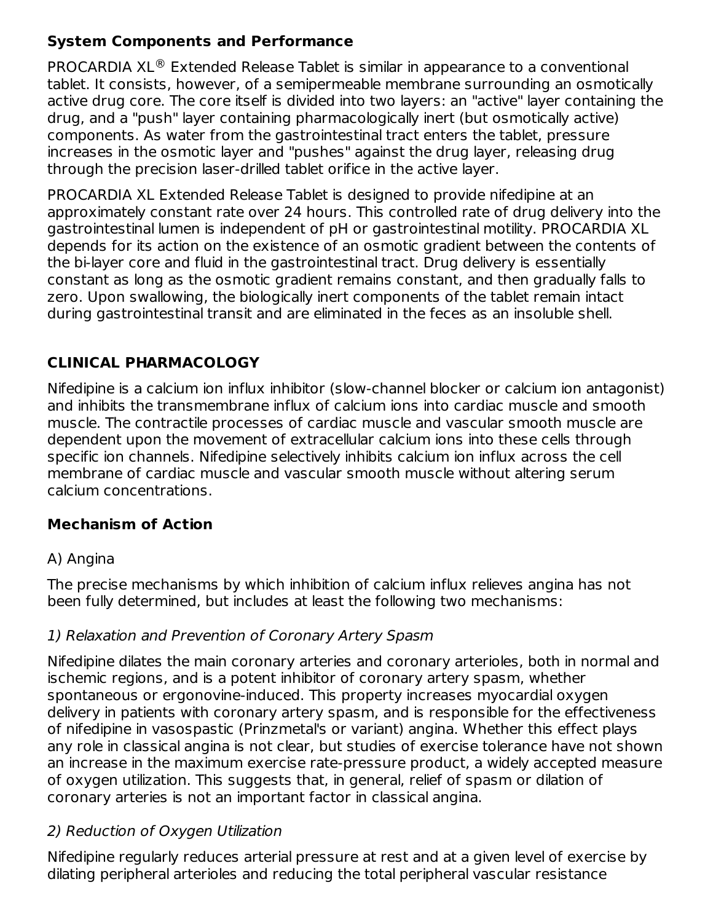### System Components and Performance

PROCARDIA XL® Extended Release Tablet is similar in appearance to a conventional tablet. It consists, however, of a semipermeable membrane surrounding an osmotically active drug core. The core itself is divided into two layers: an "active" layer containing the drug, and a "push" layer containing pharmacologically inert (but osmotically active) components. As water from the gastrointestinal tract enters the tablet, pressure increases in the osmotic layer and "pushes" against the drug layer, releasing drug through the precision laser-drilled tablet orifice in the active layer.

PROCARDIA XL Extended Release Tablet is designed to provide nifedipine at an approximately constant rate over 24 hours. This controlled rate of drug delivery into the gastrointestinal lumen is independent of pH or gastrointestinal motility. PROCARDIA XL depends for its action on the existence of an osmotic gradient between the contents of the bi-layer core and fluid in the gastrointestinal tract. Drug delivery is essentially constant as long as the osmotic gradient remains constant, and then gradually falls to zero. Upon swallowing, the biologically inert components of the tablet remain intact during gastrointestinal transit and are eliminated in the feces as an insoluble shell.

## CLINICAL PHARMACOLOGY

Nifedipine is a calcium ion influx inhibitor (slow-channel blocker or calcium ion antagonist) and inhibits the transmembrane influx of calcium ions into cardiac muscle and smooth muscle. The contractile processes of cardiac muscle and vascular smooth muscle are dependent upon the movement of extracellular calcium ions into these cells through specific ion channels. Nifedipine selectively inhibits calcium ion influx across the cell membrane of cardiac muscle and vascular smooth muscle without altering serum calcium concentrations.

### Mechanism of Action

A) Angina

The precise mechanisms by which inhibition of calcium influx relieves angina has not been fully determined, but includes at least the following two mechanisms:

*1) Relaxation and Prevention of Coronary Artery Spasm*

Nifedipine dilates the main coronary arteries and coronary arterioles, both in normal and ischemic regions, and is a potent inhibitor of coronary artery spasm, whether spontaneous or ergonovine-induced. This property increases myocardial oxygen delivery in patients with coronary artery spasm, and is responsible for the effectiveness of nifedipine in vasospastic (Prinzmetal's or variant) angina. Whether this effect plays any role in classical angina is not clear, but studies of exercise tolerance have not shown an increase in the maximum exercise rate-pressure product, a widely accepted measure of oxygen utilization. This suggests that, in general, relief of spasm or dilation of coronary arteries is not an important factor in classical angina.

*2) Reduction of Oxygen Utilization*

Nifedipine regularly reduces arterial pressure at rest and at a given level of exercise by dilating peripheral arterioles and reducing the total peripheral vascular resistance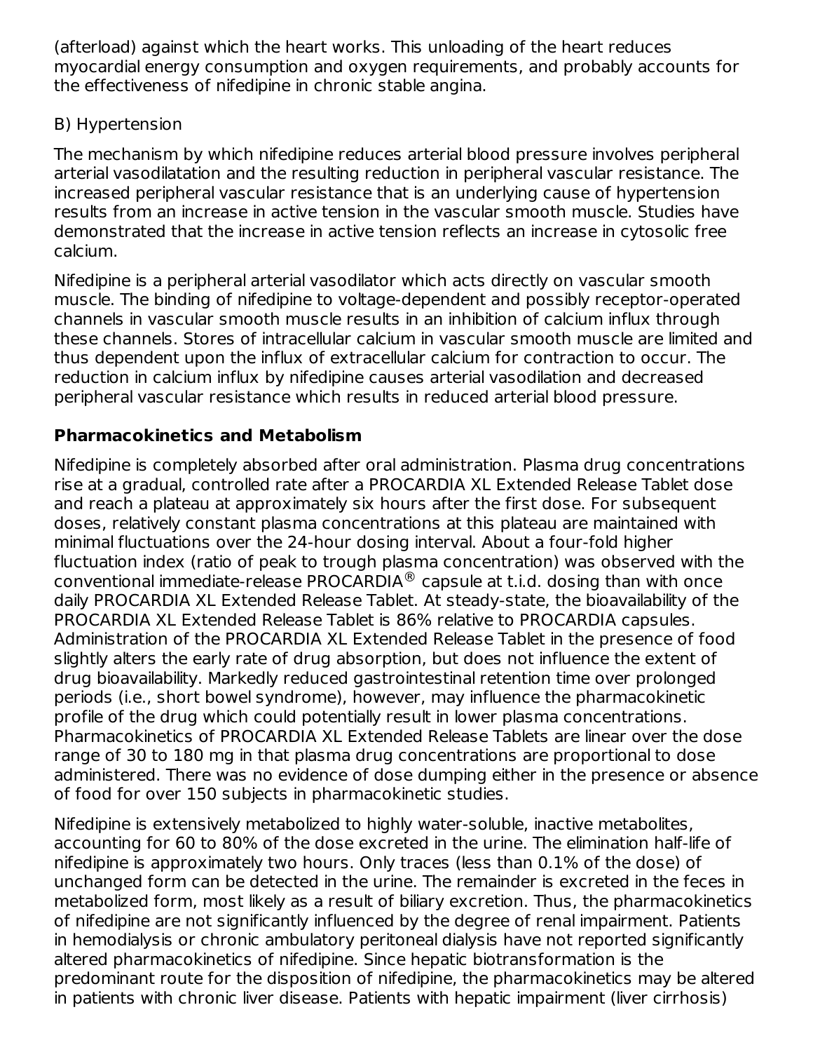(afterload) against which the heart works. This unloading of the heart reduces myocardial energy consumption and oxygen requirements, and probably accounts for the effectiveness of nifedipine in chronic stable angina.

B) Hypertension

The mechanism by which nifedipine reduces arterial blood pressure involves peripheral arterial vasodilatation and the resulting reduction in peripheral vascular resistance. The increased peripheral vascular resistance that is an underlying cause of hypertension results from an increase in active tension in the vascular smooth muscle. Studies have demonstrated that the increase in active tension reflects an increase in cytosolic free calcium.

Nifedipine is a peripheral arterial vasodilator which acts directly on vascular smooth muscle. The binding of nifedipine to voltage-dependent and possibly receptor-operated channels in vascular smooth muscle results in an inhibition of calcium influx through these channels. Stores of intracellular calcium in vascular smooth muscle are limited and thus dependent upon the influx of extracellular calcium for contraction to occur. The reduction in calcium influx by nifedipine causes arterial vasodilation and decreased peripheral vascular resistance which results in reduced arterial blood pressure.

## Pharmacokinetics and Metabolism

Nifedipine is completely absorbed after oral administration. Plasma drug concentrations rise at a gradual, controlled rate after a PROCARDIA XL Extended Release Tablet dose and reach a plateau at approximately six hours after the first dose. For subsequent doses, relatively constant plasma concentrations at this plateau are maintained with minimal fluctuations over the 24-hour dosing interval. About a four-fold higher fluctuation index (ratio of peak to trough plasma concentration) was observed with the conventional immediate-release PROCARDIA® capsule at t.i.d. dosing than with once daily PROCARDIA XL Extended Release Tablet. At steady-state, the bioavailability of the PROCARDIA XL Extended Release Tablet is 86% relative to PROCARDIA capsules. Administration of the PROCARDIA XL Extended Release Tablet in the presence of food slightly alters the early rate of drug absorption, but does not influence the extent of drug bioavailability. Markedly reduced gastrointestinal retention time over prolonged periods (i.e., short bowel syndrome), however, may influence the pharmacokinetic profile of the drug which could potentially result in lower plasma concentrations. Pharmacokinetics of PROCARDIA XL Extended Release Tablets are linear over the dose range of 30 to 180 mg in that plasma drug concentrations are proportional to dose administered. There was no evidence of dose dumping either in the presence or absence of food for over 150 subjects in pharmacokinetic studies.

Nifedipine is extensively metabolized to highly water-soluble, inactive metabolites, accounting for 60 to 80% of the dose excreted in the urine. The elimination half-life of nifedipine is approximately two hours. Only traces (less than 0.1% of the dose) of unchanged form can be detected in the urine. The remainder is excreted in the feces in metabolized form, most likely as a result of biliary excretion. Thus, the pharmacokinetics of nifedipine are not significantly influenced by the degree of renal impairment. Patients in hemodialysis or chronic ambulatory peritoneal dialysis have not reported significantly altered pharmacokinetics of nifedipine. Since hepatic biotransformation is the predominant route for the disposition of nifedipine, the pharmacokinetics may be altered in patients with chronic liver disease. Patients with hepatic impairment (liver cirrhosis)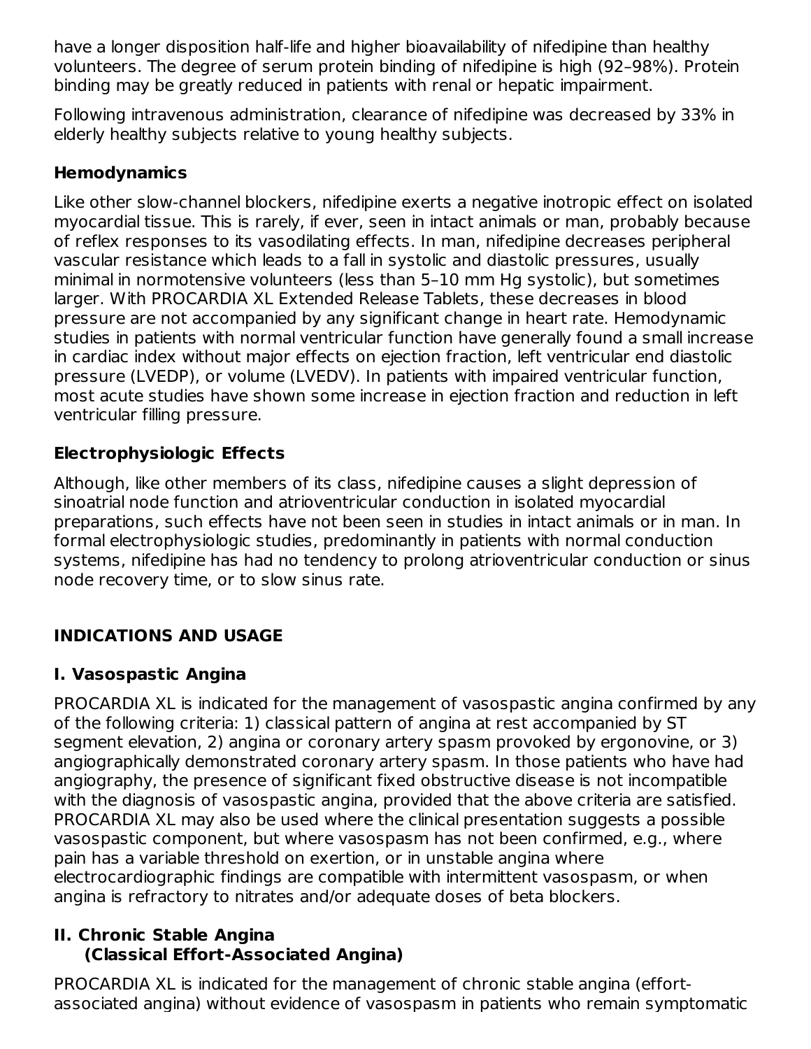have a longer disposition half-life and higher bioavailability of nifedipine than healthy volunteers. The degree of serum protein binding of nifedipine is high (92–98%). Protein binding may be greatly reduced in patients with renal or hepatic impairment.

Following intravenous administration, clearance of nifedipine was decreased by 33% in elderly healthy subjects relative to young healthy subjects.

### Hemodynamics

Like other slow-channel blockers, nifedipine exerts a negative inotropic effect on isolated myocardial tissue. This is rarely, if ever, seen in intact animals or man, probably because of reflex responses to its vasodilating effects. In man, nifedipine decreases peripheral vascular resistance which leads to a fall in systolic and diastolic pressures, usually minimal in normotensive volunteers (less than 5–10 mm Hg systolic), but sometimes larger. With PROCARDIA XL Extended Release Tablets, these decreases in blood pressure are not accompanied by any significant change in heart rate. Hemodynamic studies in patients with normal ventricular function have generally found a small increase in cardiac index without major effects on ejection fraction, left ventricular end diastolic pressure (LVEDP), or volume (LVEDV). In patients with impaired ventricular function, most acute studies have shown some increase in ejection fraction and reduction in left ventricular filling pressure.

### Electrophysiologic Effects

Although, like other members of its class, nifedipine causes a slight depression of sinoatrial node function and atrioventricular conduction in isolated myocardial preparations, such effects have not been seen in studies in intact animals or in man. In formal electrophysiologic studies, predominantly in patients with normal conduction systems, nifedipine has had no tendency to prolong atrioventricular conduction or sinus node recovery time, or to slow sinus rate.

## INDICATIONS AND USAGE

### I. Vasospastic Angina

PROCARDIA XL is indicated for the management of vasospastic angina confirmed by any of the following criteria: 1) classical pattern of angina at rest accompanied by ST segment elevation, 2) angina or coronary artery spasm provoked by ergonovine, or 3) angiographically demonstrated coronary artery spasm. In those patients who have had angiography, the presence of significant fixed obstructive disease is not incompatible with the diagnosis of vasospastic angina, provided that the above criteria are satisfied. PROCARDIA XL may also be used where the clinical presentation suggests a possible vasospastic component, but where vasospasm has not been confirmed, e.g., where pain has a variable threshold on exertion, or in unstable angina where electrocardiographic findings are compatible with intermittent vasospasm, or when angina is refractory to nitrates and/or adequate doses of beta blockers.

### II. Chronic Stable Angina (Classical Effort-Associated Angina)

PROCARDIA XL is indicated for the management of chronic stable angina (effort-associated angina) without evidence of vasospasm in patients who remain symptomatic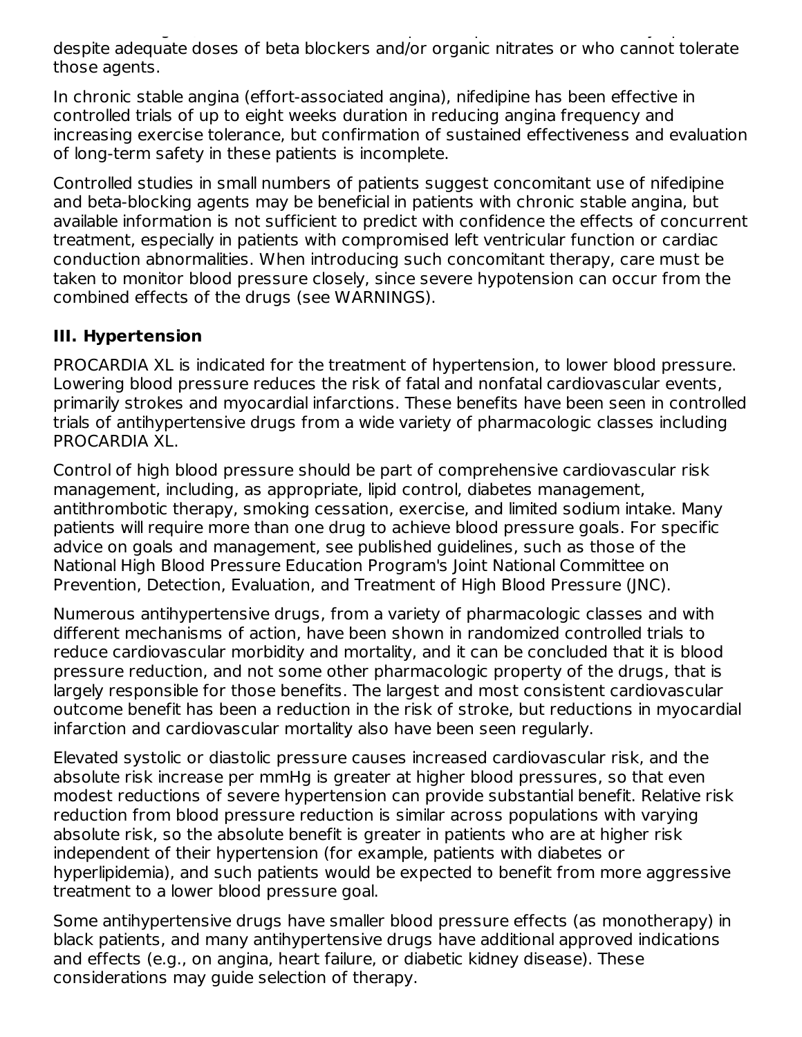despite adequate doses of beta blockers and/or organic nitrates or who cannot tolerate those agents.

In chronic stable angina (effort-associated angina), nifedipine has been effective in controlled trials of up to eight weeks duration in reducing angina frequency and increasing exercise tolerance, but confirmation of sustained effectiveness and evaluation of long-term safety in these patients is incomplete.

Controlled studies in small numbers of patients suggest concomitant use of nifedipine and beta-blocking agents may be beneficial in patients with chronic stable angina, but available information is not sufficient to predict with confidence the effects of concurrent treatment, especially in patients with compromised left ventricular function or cardiac conduction abnormalities. When introducing such concomitant therapy, care must be taken to monitor blood pressure closely, since severe hypotension can occur from the combined effects of the drugs (see WARNINGS).

### III. Hypertension

PROCARDIA XL is indicated for the treatment of hypertension, to lower blood pressure. Lowering blood pressure reduces the risk of fatal and nonfatal cardiovascular events, primarily strokes and myocardial infarctions. These benefits have been seen in controlled trials of antihypertensive drugs from a wide variety of pharmacologic classes including PROCARDIA XL.

Control of high blood pressure should be part of comprehensive cardiovascular risk management, including, as appropriate, lipid control, diabetes management, antithrombotic therapy, smoking cessation, exercise, and limited sodium intake. Many patients will require more than one drug to achieve blood pressure goals. For specific advice on goals and management, see published guidelines, such as those of the National High Blood Pressure Education Program's Joint National Committee on Prevention, Detection, Evaluation, and Treatment of High Blood Pressure (JNC).

Numerous antihypertensive drugs, from a variety of pharmacologic classes and with different mechanisms of action, have been shown in randomized controlled trials to reduce cardiovascular morbidity and mortality, and it can be concluded that it is blood pressure reduction, and not some other pharmacologic property of the drugs, that is largely responsible for those benefits. The largest and most consistent cardiovascular outcome benefit has been a reduction in the risk of stroke, but reductions in myocardial infarction and cardiovascular mortality also have been seen regularly.

Elevated systolic or diastolic pressure causes increased cardiovascular risk, and the absolute risk increase per mmHg is greater at higher blood pressures, so that even modest reductions of severe hypertension can provide substantial benefit. Relative risk reduction from blood pressure reduction is similar across populations with varying absolute risk, so the absolute benefit is greater in patients who are at higher risk independent of their hypertension (for example, patients with diabetes or hyperlipidemia), and such patients would be expected to benefit from more aggressive treatment to a lower blood pressure goal.

Some antihypertensive drugs have smaller blood pressure effects (as monotherapy) in black patients, and many antihypertensive drugs have additional approved indications and effects (e.g., on angina, heart failure, or diabetic kidney disease). These considerations may guide selection of therapy.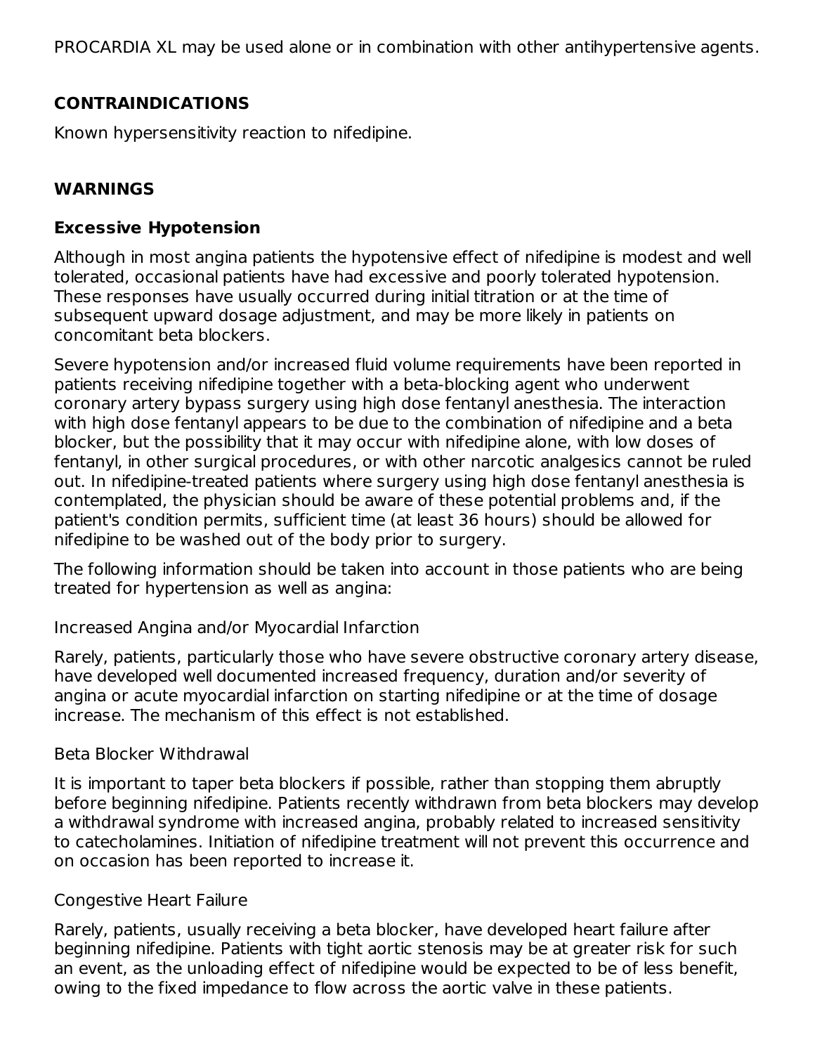PROCARDIA XL may be used alone or in combination with other antihypertensive agents.

## CONTRAINDICATIONS

Known hypersensitivity reaction to nifedipine.

## WARNINGS

### Excessive Hypotension

Although in most angina patients the hypotensive effect of nifedipine is modest and well tolerated, occasional patients have had excessive and poorly tolerated hypotension. These responses have usually occurred during initial titration or at the time of subsequent upward dosage adjustment, and may be more likely in patients on concomitant beta blockers.

Severe hypotension and/or increased fluid volume requirements have been reported in patients receiving nifedipine together with a beta-blocking agent who underwent coronary artery bypass surgery using high dose fentanyl anesthesia. The interaction with high dose fentanyl appears to be due to the combination of nifedipine and a beta blocker, but the possibility that it may occur with nifedipine alone, with low doses of fentanyl, in other surgical procedures, or with other narcotic analgesics cannot be ruled out. In nifedipine-treated patients where surgery using high dose fentanyl anesthesia is contemplated, the physician should be aware of these potential problems and, if the patient's condition permits, sufficient time (at least 36 hours) should be allowed for nifedipine to be washed out of the body prior to surgery.

The following information should be taken into account in those patients who are being treated for hypertension as well as angina:

Increased Angina and/or Myocardial Infarction

Rarely, patients, particularly those who have severe obstructive coronary artery disease, have developed well documented increased frequency, duration and/or severity of angina or acute myocardial infarction on starting nifedipine or at the time of dosage increase. The mechanism of this effect is not established.

Beta Blocker Withdrawal

It is important to taper beta blockers if possible, rather than stopping them abruptly before beginning nifedipine. Patients recently withdrawn from beta blockers may develop a withdrawal syndrome with increased angina, probably related to increased sensitivity to catecholamines. Initiation of nifedipine treatment will not prevent this occurrence and on occasion has been reported to increase it.

Congestive Heart Failure

Rarely, patients, usually receiving a beta blocker, have developed heart failure after beginning nifedipine. Patients with tight aortic stenosis may be at greater risk for such an event, as the unloading effect of nifedipine would be expected to be of less benefit, owing to the fixed impedance to flow across the aortic valve in these patients.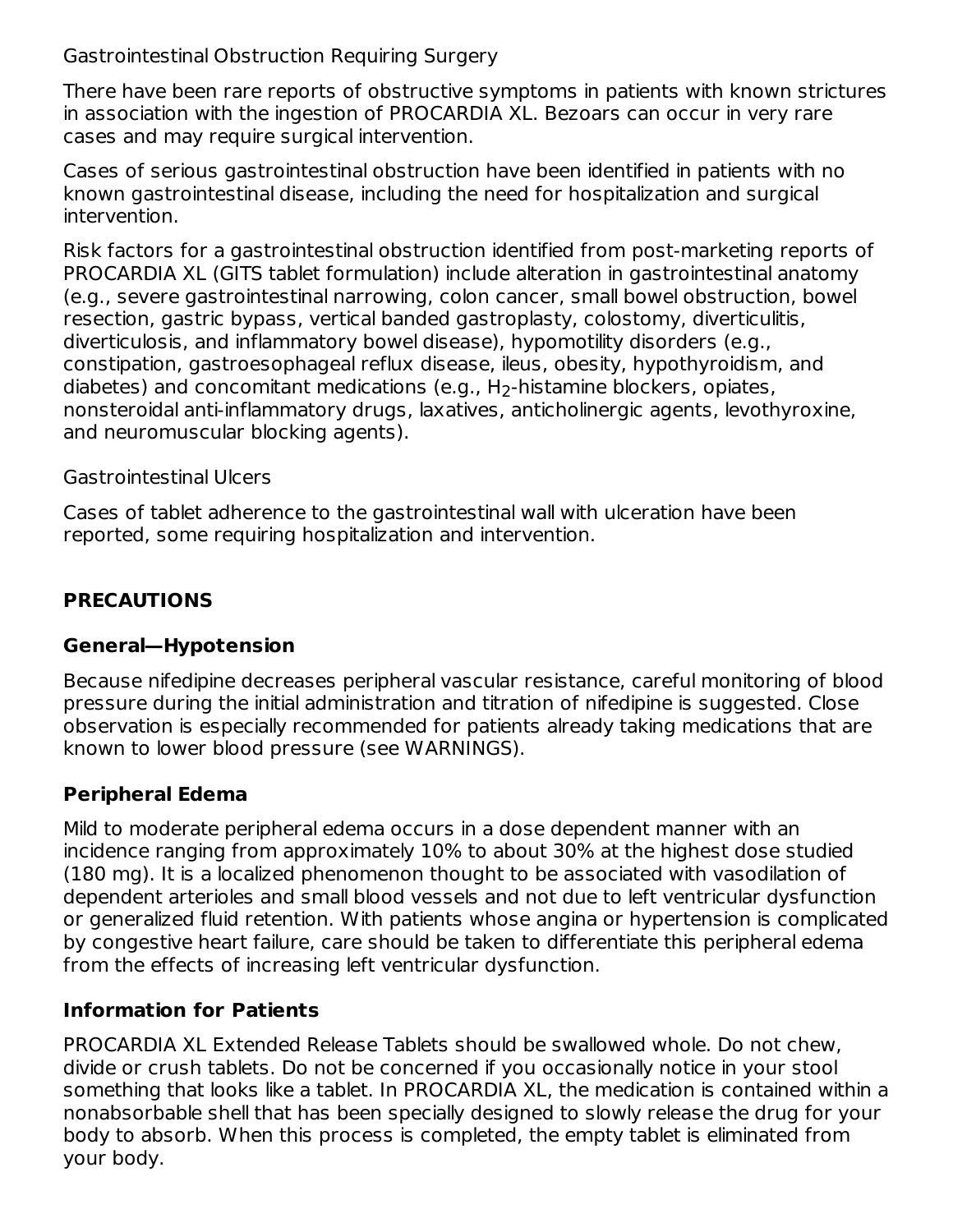Gastrointestinal Obstruction Requiring Surgery

There have been rare reports of obstructive symptoms in patients with known strictures in association with the ingestion of PROCARDIA XL. Bezoars can occur in very rare cases and may require surgical intervention.

Cases of serious gastrointestinal obstruction have been identified in patients with no known gastrointestinal disease, including the need for hospitalization and surgical intervention.

Risk factors for a gastrointestinal obstruction identified from post-marketing reports of PROCARDIA XL (GITS tablet formulation) include alteration in gastrointestinal anatomy (e.g., severe gastrointestinal narrowing, colon cancer, small bowel obstruction, bowel resection, gastric bypass, vertical banded gastroplasty, colostomy, diverticulitis, diverticulosis, and inflammatory bowel disease), hypomotility disorders (e.g., constipation, gastroesophageal reflux disease, ileus, obesity, hypothyroidism, and diabetes) and concomitant medications (e.g., $H_2$-histamine blockers, opiates, nonsteroidal anti-inflammatory drugs, laxatives, anticholinergic agents, levothyroxine, and neuromuscular blocking agents).

Gastrointestinal Ulcers

Cases of tablet adherence to the gastrointestinal wall with ulceration have been reported, some requiring hospitalization and intervention.

## PRECAUTIONS

### General—Hypotension

Because nifedipine decreases peripheral vascular resistance, careful monitoring of blood pressure during the initial administration and titration of nifedipine is suggested. Close observation is especially recommended for patients already taking medications that are known to lower blood pressure (see WARNINGS).

### Peripheral Edema

Mild to moderate peripheral edema occurs in a dose dependent manner with an incidence ranging from approximately 10% to about 30% at the highest dose studied (180 mg). It is a localized phenomenon thought to be associated with vasodilation of dependent arterioles and small blood vessels and not due to left ventricular dysfunction or generalized fluid retention. With patients whose angina or hypertension is complicated by congestive heart failure, care should be taken to differentiate this peripheral edema from the effects of increasing left ventricular dysfunction.

### Information for Patients

PROCARDIA XL Extended Release Tablets should be swallowed whole. Do not chew, divide or crush tablets. Do not be concerned if you occasionally notice in your stool something that looks like a tablet. In PROCARDIA XL, the medication is contained within a nonabsorbable shell that has been specially designed to slowly release the drug for your body to absorb. When this process is completed, the empty tablet is eliminated from your body.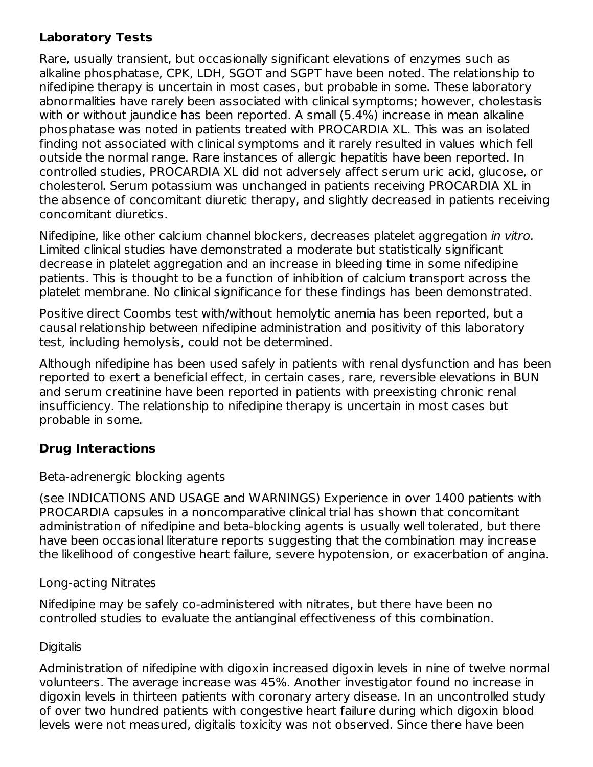### Laboratory Tests

Rare, usually transient, but occasionally significant elevations of enzymes such as alkaline phosphatase, CPK, LDH, SGOT and SGPT have been noted. The relationship to nifedipine therapy is uncertain in most cases, but probable in some. These laboratory abnormalities have rarely been associated with clinical symptoms; however, cholestasis with or without jaundice has been reported. A small (5.4%) increase in mean alkaline phosphatase was noted in patients treated with PROCARDIA XL. This was an isolated finding not associated with clinical symptoms and it rarely resulted in values which fell outside the normal range. Rare instances of allergic hepatitis have been reported. In controlled studies, PROCARDIA XL did not adversely affect serum uric acid, glucose, or cholesterol. Serum potassium was unchanged in patients receiving PROCARDIA XL in the absence of concomitant diuretic therapy, and slightly decreased in patients receiving concomitant diuretics.

Nifedipine, like other calcium channel blockers, decreases platelet aggregation *in vitro.* Limited clinical studies have demonstrated a moderate but statistically significant decrease in platelet aggregation and an increase in bleeding time in some nifedipine patients. This is thought to be a function of inhibition of calcium transport across the platelet membrane. No clinical significance for these findings has been demonstrated.

Positive direct Coombs test with/without hemolytic anemia has been reported, but a causal relationship between nifedipine administration and positivity of this laboratory test, including hemolysis, could not be determined.

Although nifedipine has been used safely in patients with renal dysfunction and has been reported to exert a beneficial effect, in certain cases, rare, reversible elevations in BUN and serum creatinine have been reported in patients with preexisting chronic renal insufficiency. The relationship to nifedipine therapy is uncertain in most cases but probable in some.

### Drug Interactions

Beta-adrenergic blocking agents

(see INDICATIONS AND USAGE and WARNINGS) Experience in over 1400 patients with PROCARDIA capsules in a noncomparative clinical trial has shown that concomitant administration of nifedipine and beta-blocking agents is usually well tolerated, but there have been occasional literature reports suggesting that the combination may increase the likelihood of congestive heart failure, severe hypotension, or exacerbation of angina.

Long-acting Nitrates

Nifedipine may be safely co-administered with nitrates, but there have been no controlled studies to evaluate the antianginal effectiveness of this combination.

Digitalis

Administration of nifedipine with digoxin increased digoxin levels in nine of twelve normal volunteers. The average increase was 45%. Another investigator found no increase in digoxin levels in thirteen patients with coronary artery disease. In an uncontrolled study of over two hundred patients with congestive heart failure during which digoxin blood levels were not measured, digitalis toxicity was not observed. Since there have been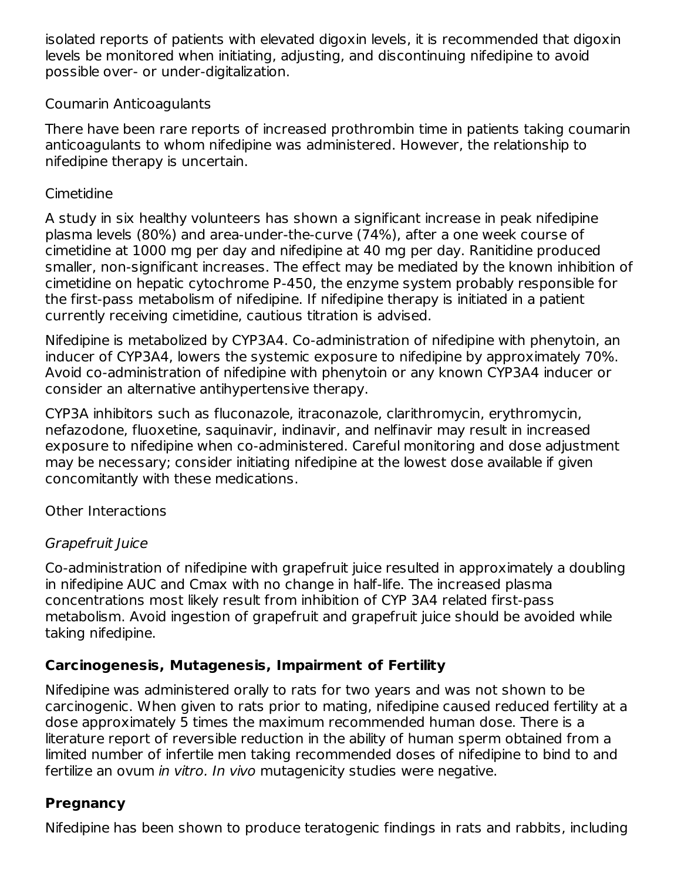isolated reports of patients with elevated digoxin levels, it is recommended that digoxin levels be monitored when initiating, adjusting, and discontinuing nifedipine to avoid possible over- or under-digitalization.

Coumarin Anticoagulants

There have been rare reports of increased prothrombin time in patients taking coumarin anticoagulants to whom nifedipine was administered. However, the relationship to nifedipine therapy is uncertain.

Cimetidine

A study in six healthy volunteers has shown a significant increase in peak nifedipine plasma levels (80%) and area-under-the-curve (74%), after a one week course of cimetidine at 1000 mg per day and nifedipine at 40 mg per day. Ranitidine produced smaller, non-significant increases. The effect may be mediated by the known inhibition of cimetidine on hepatic cytochrome P-450, the enzyme system probably responsible for the first-pass metabolism of nifedipine. If nifedipine therapy is initiated in a patient currently receiving cimetidine, cautious titration is advised.

Nifedipine is metabolized by CYP3A4. Co-administration of nifedipine with phenytoin, an inducer of CYP3A4, lowers the systemic exposure to nifedipine by approximately 70%. Avoid co-administration of nifedipine with phenytoin or any known CYP3A4 inducer or consider an alternative antihypertensive therapy.

CYP3A inhibitors such as fluconazole, itraconazole, clarithromycin, erythromycin, nefazodone, fluoxetine, saquinavir, indinavir, and nelfinavir may result in increased exposure to nifedipine when co-administered. Careful monitoring and dose adjustment may be necessary; consider initiating nifedipine at the lowest dose available if given concomitantly with these medications.

Other Interactions

*Grapefruit Juice*

Co-administration of nifedipine with grapefruit juice resulted in approximately a doubling in nifedipine AUC and Cmax with no change in half-life. The increased plasma concentrations most likely result from inhibition of CYP 3A4 related first-pass metabolism. Avoid ingestion of grapefruit and grapefruit juice should be avoided while taking nifedipine.

## Carcinogenesis, Mutagenesis, Impairment of Fertility

Nifedipine was administered orally to rats for two years and was not shown to be carcinogenic. When given to rats prior to mating, nifedipine caused reduced fertility at a dose approximately 5 times the maximum recommended human dose. There is a literature report of reversible reduction in the ability of human sperm obtained from a limited number of infertile men taking recommended doses of nifedipine to bind to and fertilize an ovum *in vitro*. *In vivo* mutagenicity studies were negative.

## Pregnancy

Nifedipine has been shown to produce teratogenic findings in rats and rabbits, including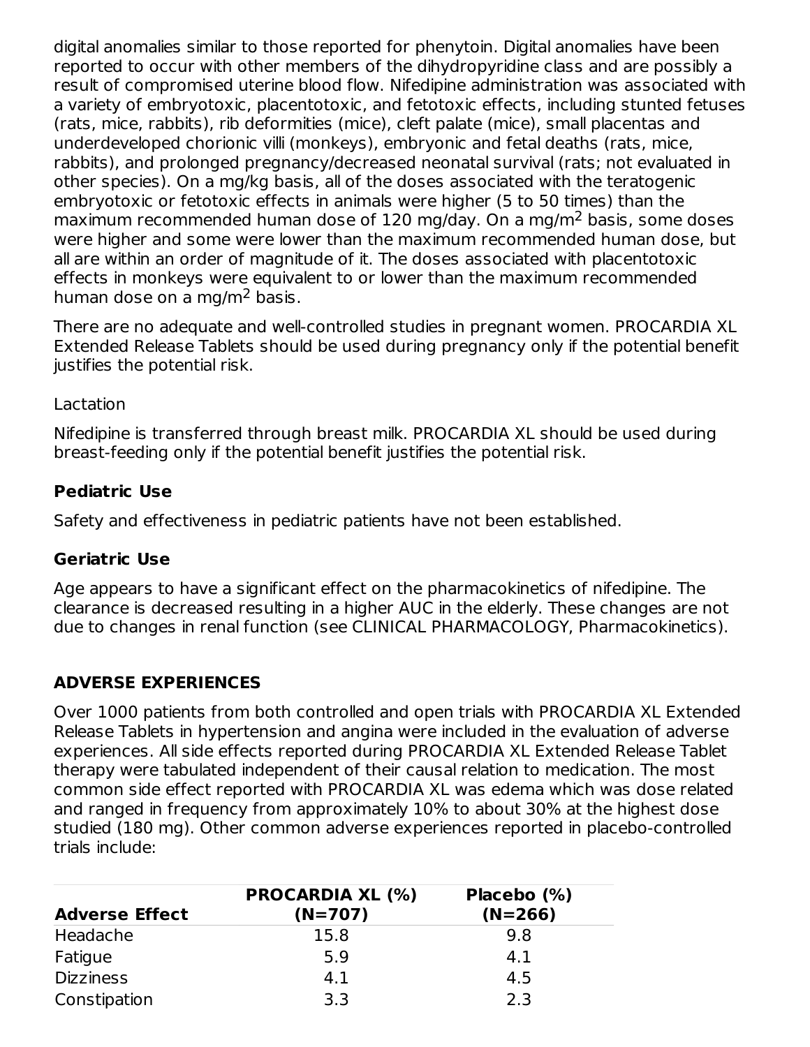digital anomalies similar to those reported for phenytoin. Digital anomalies have been reported to occur with other members of the dihydropyridine class and are possibly a result of compromised uterine blood flow. Nifedipine administration was associated with a variety of embryotoxic, placentotoxic, and fetotoxic effects, including stunted fetuses (rats, mice, rabbits), rib deformities (mice), cleft palate (mice), small placentas and underdeveloped chorionic villi (monkeys), embryonic and fetal deaths (rats, mice, rabbits), and prolonged pregnancy/decreased neonatal survival (rats; not evaluated in other species). On a mg/kg basis, all of the doses associated with the teratogenic embryotoxic or fetotoxic effects in animals were higher (5 to 50 times) than the maximum recommended human dose of 120 mg/day. On a mg/m$^2$ basis, some doses were higher and some were lower than the maximum recommended human dose, but all are within an order of magnitude of it. The doses associated with placentotoxic effects in monkeys were equivalent to or lower than the maximum recommended human dose on a mg/m$^2$ basis.

There are no adequate and well-controlled studies in pregnant women. PROCARDIA XL Extended Release Tablets should be used during pregnancy only if the potential benefit justifies the potential risk.

Lactation

Nifedipine is transferred through breast milk. PROCARDIA XL should be used during breast-feeding only if the potential benefit justifies the potential risk.

### Pediatric Use

Safety and effectiveness in pediatric patients have not been established.

### Geriatric Use

Age appears to have a significant effect on the pharmacokinetics of nifedipine. The clearance is decreased resulting in a higher AUC in the elderly. These changes are not due to changes in renal function (see CLINICAL PHARMACOLOGY, Pharmacokinetics).

## ADVERSE EXPERIENCES

Over 1000 patients from both controlled and open trials with PROCARDIA XL Extended Release Tablets in hypertension and angina were included in the evaluation of adverse experiences. All side effects reported during PROCARDIA XL Extended Release Tablet therapy were tabulated independent of their causal relation to medication. The most common side effect reported with PROCARDIA XL was edema which was dose related and ranged in frequency from approximately 10% to about 30% at the highest dose studied (180 mg). Other common adverse experiences reported in placebo-controlled trials include:

| Adverse Effect | PROCARDIA XL (%) (N=707) | Placebo (%) (N=266) |
|---|---|---|
| Headache | 15.8 | 9.8 |
| Fatigue | 5.9 | 4.1 |
| Dizziness | 4.1 | 4.5 |
| Constipation | 3.3 | 2.3 |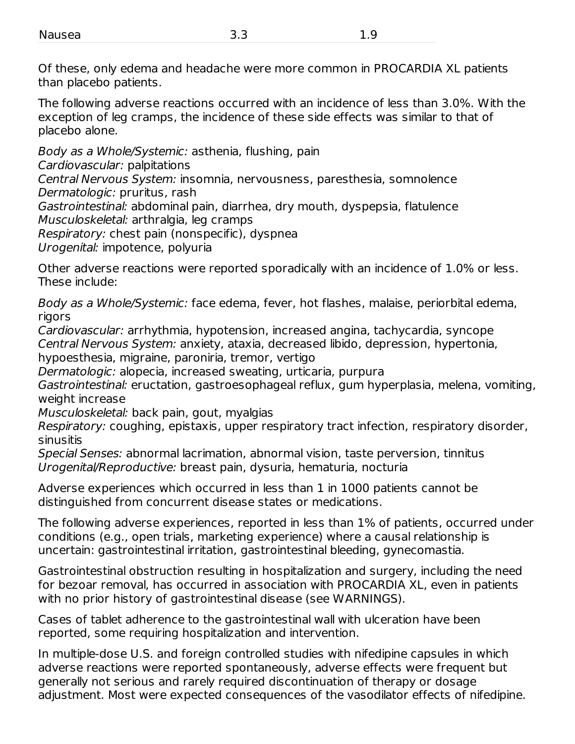| Nausea | 3.3 | 1.9 |
|---|---|---|

Of these, only edema and headache were more common in PROCARDIA XL patients than placebo patients.

The following adverse reactions occurred with an incidence of less than 3.0%. With the exception of leg cramps, the incidence of these side effects was similar to that of placebo alone.

*Body as a Whole/Systemic:* asthenia, flushing, pain
*Cardiovascular:* palpitations
*Central Nervous System:* insomnia, nervousness, paresthesia, somnolence
*Dermatologic:* pruritus, rash
*Gastrointestinal:* abdominal pain, diarrhea, dry mouth, dyspepsia, flatulence
*Musculoskeletal:* arthralgia, leg cramps
*Respiratory:* chest pain (nonspecific), dyspnea
*Urogenital:* impotence, polyuria

Other adverse reactions were reported sporadically with an incidence of 1.0% or less. These include:

*Body as a Whole/Systemic:* face edema, fever, hot flashes, malaise, periorbital edema, rigors
*Cardiovascular:* arrhythmia, hypotension, increased angina, tachycardia, syncope
*Central Nervous System:* anxiety, ataxia, decreased libido, depression, hypertonia, hypoesthesia, migraine, paroniria, tremor, vertigo
*Dermatologic:* alopecia, increased sweating, urticaria, purpura
*Gastrointestinal:* eructation, gastroesophageal reflux, gum hyperplasia, melena, vomiting, weight increase
*Musculoskeletal:* back pain, gout, myalgias
*Respiratory:* coughing, epistaxis, upper respiratory tract infection, respiratory disorder, sinusitis
*Special Senses:* abnormal lacrimation, abnormal vision, taste perversion, tinnitus
*Urogenital/Reproductive:* breast pain, dysuria, hematuria, nocturia

Adverse experiences which occurred in less than 1 in 1000 patients cannot be distinguished from concurrent disease states or medications.

The following adverse experiences, reported in less than 1% of patients, occurred under conditions (e.g., open trials, marketing experience) where a causal relationship is uncertain: gastrointestinal irritation, gastrointestinal bleeding, gynecomastia.

Gastrointestinal obstruction resulting in hospitalization and surgery, including the need for bezoar removal, has occurred in association with PROCARDIA XL, even in patients with no prior history of gastrointestinal disease (see WARNINGS).

Cases of tablet adherence to the gastrointestinal wall with ulceration have been reported, some requiring hospitalization and intervention.

In multiple-dose U.S. and foreign controlled studies with nifedipine capsules in which adverse reactions were reported spontaneously, adverse effects were frequent but generally not serious and rarely required discontinuation of therapy or dosage adjustment. Most were expected consequences of the vasodilator effects of nifedipine.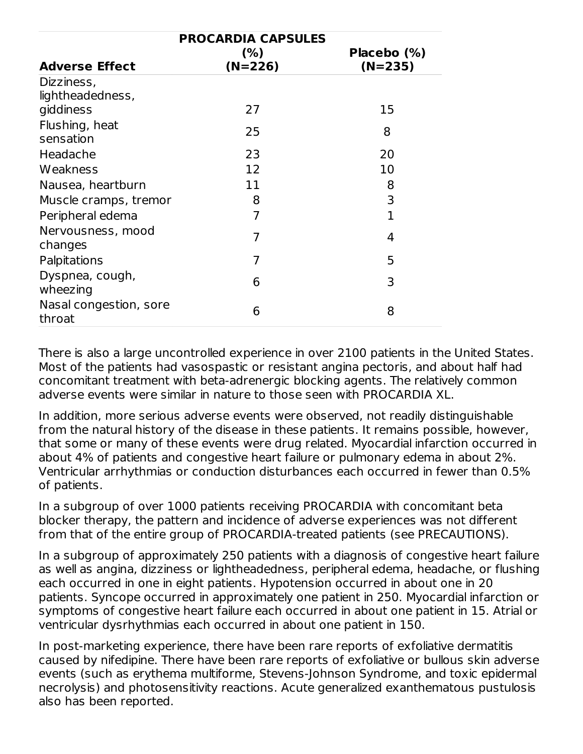| Adverse Effect | PROCARDIA CAPSULES (%) (N=226) | Placebo (%) (N=235) |
|---|---|---|
| Dizziness, lightheadedness, giddiness | 27 | 15 |
| Flushing, heat sensation | 25 | 8 |
| Headache | 23 | 20 |
| Weakness | 12 | 10 |
| Nausea, heartburn | 11 | 8 |
| Muscle cramps, tremor | 8 | 3 |
| Peripheral edema | 7 | 1 |
| Nervousness, mood changes | 7 | 4 |
| Palpitations | 7 | 5 |
| Dyspnea, cough, wheezing | 6 | 3 |
| Nasal congestion, sore throat | 6 | 8 |

There is also a large uncontrolled experience in over 2100 patients in the United States. Most of the patients had vasospastic or resistant angina pectoris, and about half had concomitant treatment with beta-adrenergic blocking agents. The relatively common adverse events were similar in nature to those seen with PROCARDIA XL.

In addition, more serious adverse events were observed, not readily distinguishable from the natural history of the disease in these patients. It remains possible, however, that some or many of these events were drug related. Myocardial infarction occurred in about 4% of patients and congestive heart failure or pulmonary edema in about 2%. Ventricular arrhythmias or conduction disturbances each occurred in fewer than 0.5% of patients.

In a subgroup of over 1000 patients receiving PROCARDIA with concomitant beta blocker therapy, the pattern and incidence of adverse experiences was not different from that of the entire group of PROCARDIA-treated patients (see PRECAUTIONS).

In a subgroup of approximately 250 patients with a diagnosis of congestive heart failure as well as angina, dizziness or lightheadedness, peripheral edema, headache, or flushing each occurred in one in eight patients. Hypotension occurred in about one in 20 patients. Syncope occurred in approximately one patient in 250. Myocardial infarction or symptoms of congestive heart failure each occurred in about one patient in 15. Atrial or ventricular dysrhythmias each occurred in about one patient in 150.

In post-marketing experience, there have been rare reports of exfoliative dermatitis caused by nifedipine. There have been rare reports of exfoliative or bullous skin adverse events (such as erythema multiforme, Stevens-Johnson Syndrome, and toxic epidermal necrolysis) and photosensitivity reactions. Acute generalized exanthematous pustulosis also has been reported.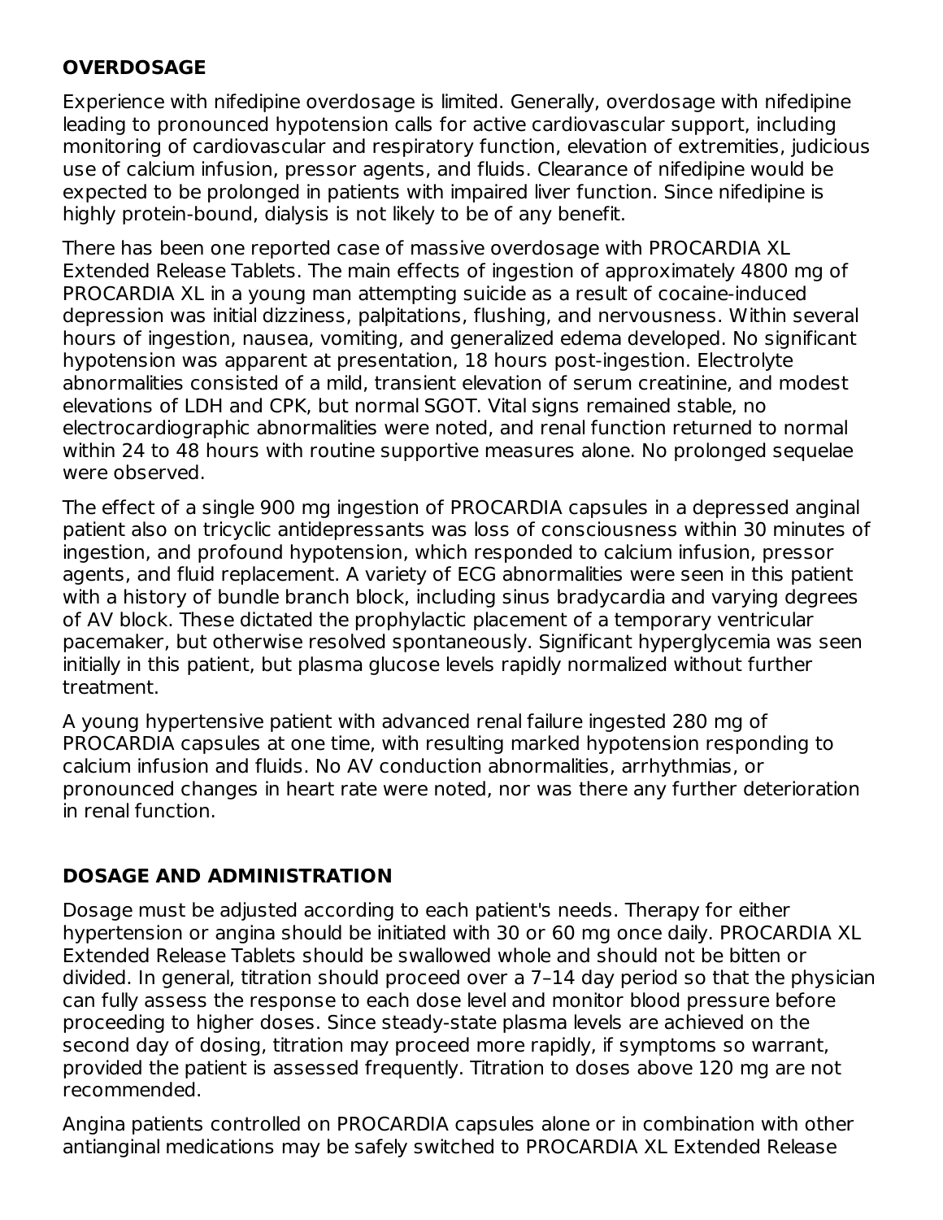## OVERDOSAGE

Experience with nifedipine overdosage is limited. Generally, overdosage with nifedipine leading to pronounced hypotension calls for active cardiovascular support, including monitoring of cardiovascular and respiratory function, elevation of extremities, judicious use of calcium infusion, pressor agents, and fluids. Clearance of nifedipine would be expected to be prolonged in patients with impaired liver function. Since nifedipine is highly protein-bound, dialysis is not likely to be of any benefit.

There has been one reported case of massive overdosage with PROCARDIA XL Extended Release Tablets. The main effects of ingestion of approximately 4800 mg of PROCARDIA XL in a young man attempting suicide as a result of cocaine-induced depression was initial dizziness, palpitations, flushing, and nervousness. Within several hours of ingestion, nausea, vomiting, and generalized edema developed. No significant hypotension was apparent at presentation, 18 hours post-ingestion. Electrolyte abnormalities consisted of a mild, transient elevation of serum creatinine, and modest elevations of LDH and CPK, but normal SGOT. Vital signs remained stable, no electrocardiographic abnormalities were noted, and renal function returned to normal within 24 to 48 hours with routine supportive measures alone. No prolonged sequelae were observed.

The effect of a single 900 mg ingestion of PROCARDIA capsules in a depressed anginal patient also on tricyclic antidepressants was loss of consciousness within 30 minutes of ingestion, and profound hypotension, which responded to calcium infusion, pressor agents, and fluid replacement. A variety of ECG abnormalities were seen in this patient with a history of bundle branch block, including sinus bradycardia and varying degrees of AV block. These dictated the prophylactic placement of a temporary ventricular pacemaker, but otherwise resolved spontaneously. Significant hyperglycemia was seen initially in this patient, but plasma glucose levels rapidly normalized without further treatment.

A young hypertensive patient with advanced renal failure ingested 280 mg of PROCARDIA capsules at one time, with resulting marked hypotension responding to calcium infusion and fluids. No AV conduction abnormalities, arrhythmias, or pronounced changes in heart rate were noted, nor was there any further deterioration in renal function.

## DOSAGE AND ADMINISTRATION

Dosage must be adjusted according to each patient's needs. Therapy for either hypertension or angina should be initiated with 30 or 60 mg once daily. PROCARDIA XL Extended Release Tablets should be swallowed whole and should not be bitten or divided. In general, titration should proceed over a 7–14 day period so that the physician can fully assess the response to each dose level and monitor blood pressure before proceeding to higher doses. Since steady-state plasma levels are achieved on the second day of dosing, titration may proceed more rapidly, if symptoms so warrant, provided the patient is assessed frequently. Titration to doses above 120 mg are not recommended.

Angina patients controlled on PROCARDIA capsules alone or in combination with other antianginal medications may be safely switched to PROCARDIA XL Extended Release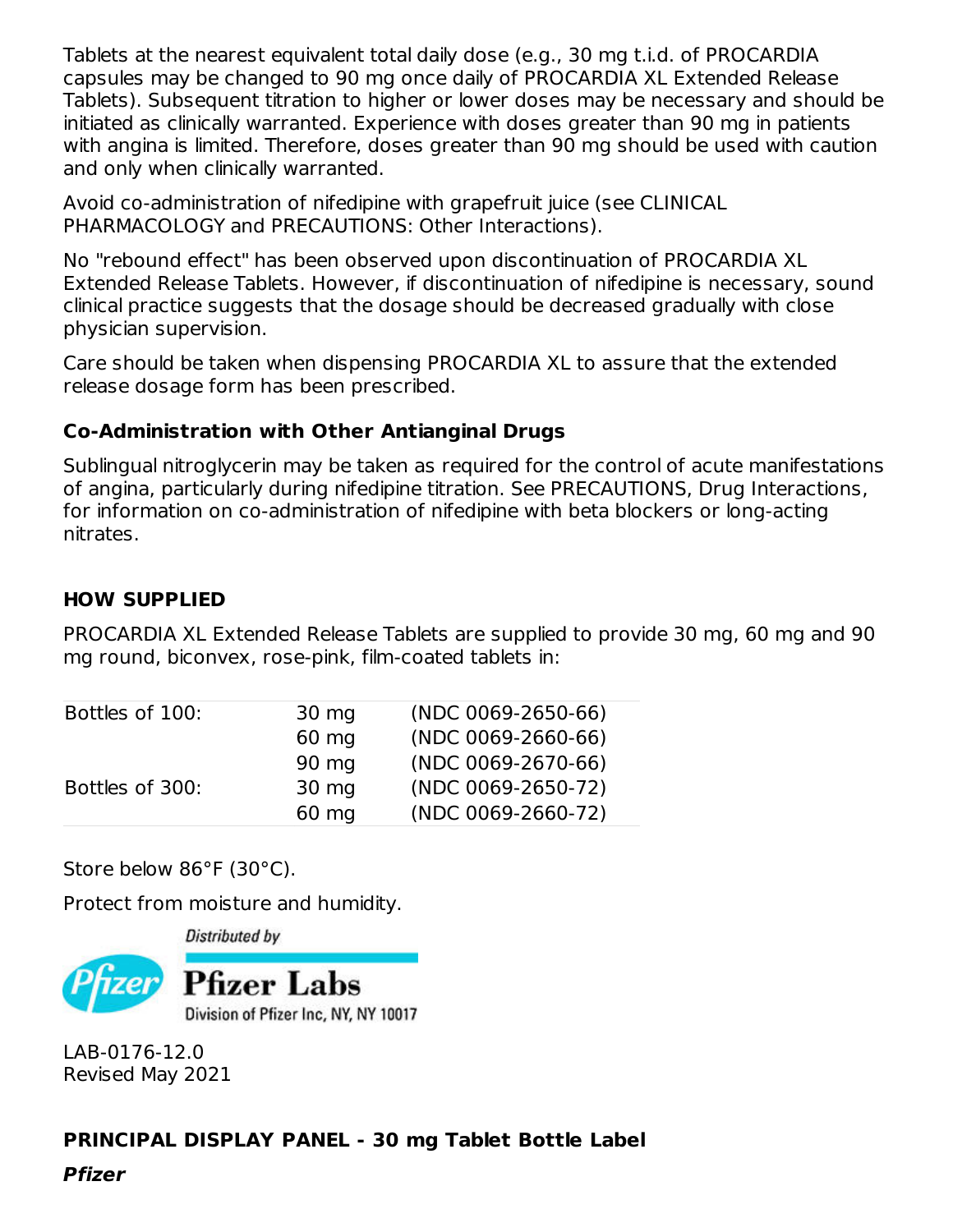Tablets at the nearest equivalent total daily dose (e.g., 30 mg t.i.d. of PROCARDIA capsules may be changed to 90 mg once daily of PROCARDIA XL Extended Release Tablets). Subsequent titration to higher or lower doses may be necessary and should be initiated as clinically warranted. Experience with doses greater than 90 mg in patients with angina is limited. Therefore, doses greater than 90 mg should be used with caution and only when clinically warranted.

Avoid co-administration of nifedipine with grapefruit juice (see CLINICAL PHARMACOLOGY and PRECAUTIONS: Other Interactions).

No "rebound effect" has been observed upon discontinuation of PROCARDIA XL Extended Release Tablets. However, if discontinuation of nifedipine is necessary, sound clinical practice suggests that the dosage should be decreased gradually with close physician supervision.

Care should be taken when dispensing PROCARDIA XL to assure that the extended release dosage form has been prescribed.

### Co-Administration with Other Antianginal Drugs

Sublingual nitroglycerin may be taken as required for the control of acute manifestations of angina, particularly during nifedipine titration. See PRECAUTIONS, Drug Interactions, for information on co-administration of nifedipine with beta blockers or long-acting nitrates.

## HOW SUPPLIED

PROCARDIA XL Extended Release Tablets are supplied to provide 30 mg, 60 mg and 90 mg round, biconvex, rose-pink, film-coated tablets in:

| | | |
|---|---|---|
| Bottles of 100: | 30 mg | (NDC 0069-2650-66) |
| | 60 mg | (NDC 0069-2660-66) |
| | 90 mg | (NDC 0069-2670-66) |
| Bottles of 300: | 30 mg | (NDC 0069-2650-72) |
| | 60 mg | (NDC 0069-2660-72) |

Store below 86°F (30°C).

Protect from moisture and humidity.

*Distributed by*

Pfizer Labs
Division of Pfizer Inc, NY, NY 10017

LAB-0176-12.0
Revised May 2021

### PRINCIPAL DISPLAY PANEL - 30 mg Tablet Bottle Label

***Pfizer***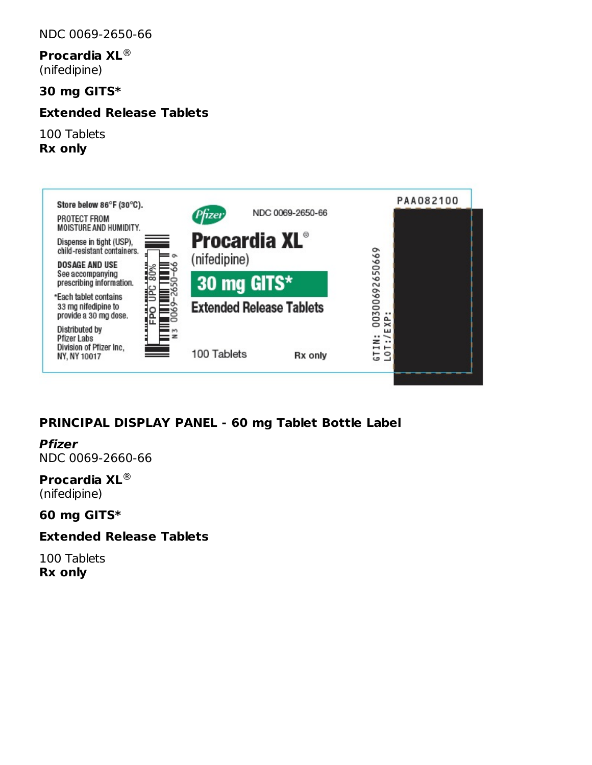NDC 0069-2650-66

**Procardia XL**®
(nifedipine)

**30 mg GITS***

**Extended Release Tablets**

100 Tablets
**Rx only**

Store below 86°F (30°C).

PROTECT FROM MOISTURE AND HUMIDITY.

Dispense in tight (USP), child-resistant containers.

DOSAGE AND USE
See accompanying prescribing information.

*Each tablet contains 33 mg nifedipine to provide a 30 mg dose.

Distributed by
Pfizer Labs
Division of Pfizer Inc,
NY, NY 10017

FPO UPC 80%

N 3 0069-2650-66 9

Pfizer

NDC 0069-2650-66

Procardia XL®
(nifedipine)

30 mg GITS*

Extended Release Tablets

100 Tablets

Rx only

PAA082100

GTIN: 00300692650669
LOT:/EXP:

**PRINCIPAL DISPLAY PANEL - 60 mg Tablet Bottle Label**

***Pfizer***
NDC 0069-2660-66

**Procardia XL**®
(nifedipine)

**60 mg GITS***

**Extended Release Tablets**

100 Tablets
**Rx only**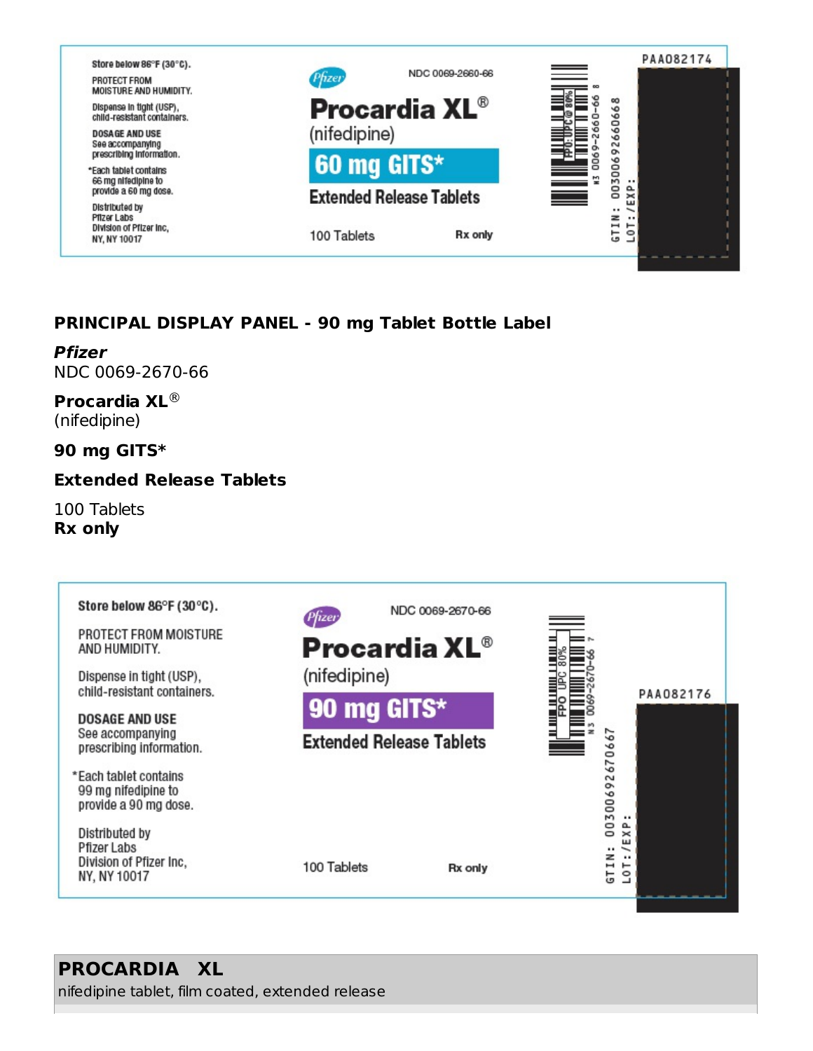Store below 86°F (30°C).

PROTECT FROM MOISTURE AND HUMIDITY.

Dispense in tight (USP), child-resistant containers.

DOSAGE AND USE
See accompanying prescribing information.

*Each tablet contains 66 mg nifedipine to provide a 60 mg dose.

Distributed by
Pfizer Labs
Division of Pfizer Inc,
NY, NY 10017

Pfizer

NDC 0069-2660-66

**Procardia XL®**
(nifedipine)

**60 mg GITS***

**Extended Release Tablets**

100 Tablets

Rx only

PAA082174

N3 0069-2660-66 8

GTIN: 00300692660668
LOT:/EXP:

## PRINCIPAL DISPLAY PANEL - 90 mg Tablet Bottle Label

***Pfizer***
NDC 0069-2670-66

**Procardia XL®**
(nifedipine)

**90 mg GITS***

**Extended Release Tablets**

100 Tablets
**Rx only**

Store below 86°F (30°C).

PROTECT FROM MOISTURE AND HUMIDITY.

Dispense in tight (USP), child-resistant containers.

DOSAGE AND USE
See accompanying prescribing information.

*Each tablet contains 99 mg nifedipine to provide a 90 mg dose.

Distributed by
Pfizer Labs
Division of Pfizer Inc,
NY, NY 10017

Pfizer

NDC 0069-2670-66

**Procardia XL®**
(nifedipine)

**90 mg GITS***

**Extended Release Tablets**

100 Tablets

Rx only

PAA082176

N3 0069-2670-66 7

GTIN: 00300692670667
LOT:/EXP:

**PROCARDIA XL**
nifedipine tablet, film coated, extended release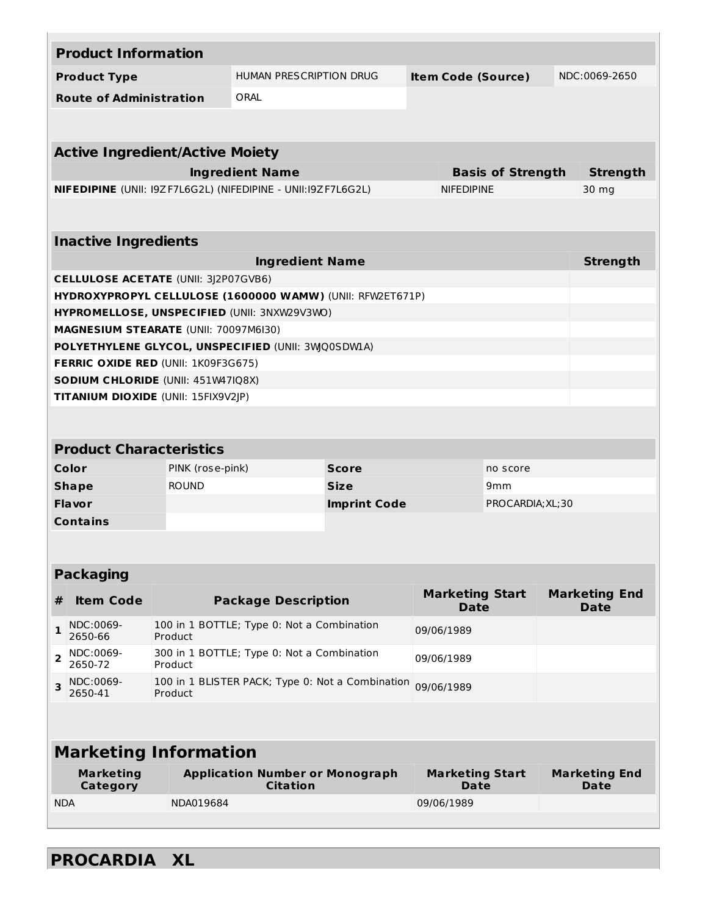| Product Information | | | |
|---|---|---|---|
| **Product Type** | HUMAN PRESCRIPTION DRUG | **Item Code (Source)** | NDC:0069-2650 |
| **Route of Administration** | ORAL | | |

| Active Ingredient/Active Moiety | | |
|---|---|---|
| **Ingredient Name** | **Basis of Strength** | **Strength** |
| **NIFEDIPINE** (UNII: I9ZF7L6G2L) (NIFEDIPINE - UNII:I9ZF7L6G2L) | NIFEDIPINE | 30 mg |

| Inactive Ingredients | |
|---|---|
| **Ingredient Name** | **Strength** |
| **CELLULOSE ACETATE** (UNII: 3J2P07GVB6) | |
| **HYDROXYPROPYL CELLULOSE (1600000 WAMW)** (UNII: RFW2ET671P) | |
| **HYPROMELLOSE, UNSPECIFIED** (UNII: 3NXW29V3WO) | |
| **MAGNESIUM STEARATE** (UNII: 70097M6I30) | |
| **POLYETHYLENE GLYCOL, UNSPECIFIED** (UNII: 3WQ0SDW1A) | |
| **FERRIC OXIDE RED** (UNII: 1K09F3G675) | |
| **SODIUM CHLORIDE** (UNII: 451W47IQ8X) | |
| **TITANIUM DIOXIDE** (UNII: 15FIX9V2JP) | |

| Product Characteristics | | | |
|---|---|---|---|
| **Color** | PINK (rose-pink) | **Score** | no score |
| **Shape** | ROUND | **Size** | 9mm |
| **Flavor** | | **Imprint Code** | PROCARDIA;XL;30 |
| **Contains** | | | |

| Packaging | | | | |
|---|---|---|---|---|
| **#** | **Item Code** | **Package Description** | **Marketing Start Date** | **Marketing End Date** |
| 1 | NDC:0069-2650-66 | 100 in 1 BOTTLE; Type 0: Not a Combination Product | 09/06/1989 | |
| 2 | NDC:0069-2650-72 | 300 in 1 BOTTLE; Type 0: Not a Combination Product | 09/06/1989 | |
| 3 | NDC:0069-2650-41 | 100 in 1 BLISTER PACK; Type 0: Not a Combination Product | 09/06/1989 | |

| Marketing Information | | | |
|---|---|---|---|
| **Marketing Category** | **Application Number or Monograph Citation** | **Marketing Start Date** | **Marketing End Date** |
| NDA | NDA019684 | 09/06/1989 | |

## PROCARDIA XL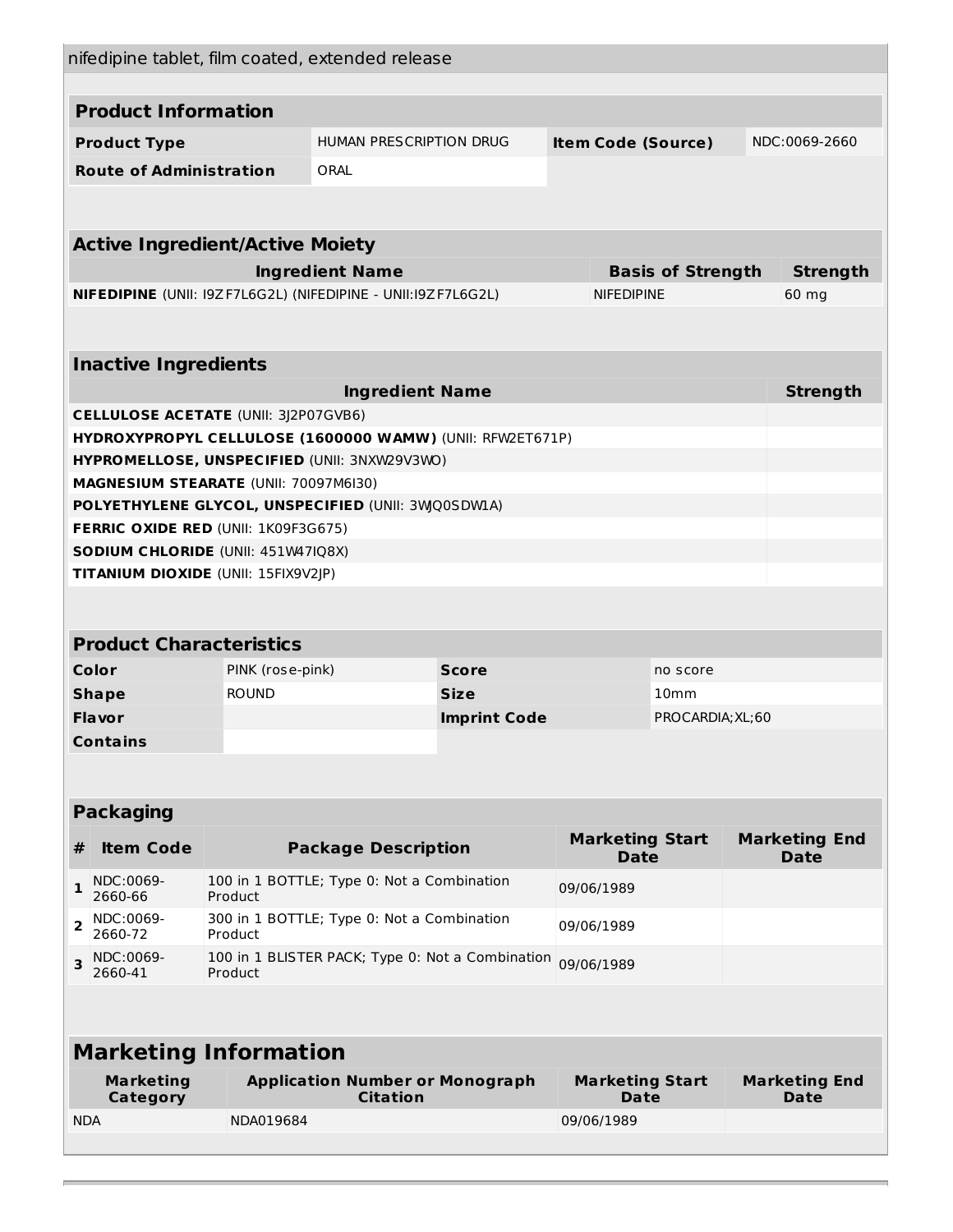nifedipine tablet, film coated, extended release

| Product Information | | | |
|---|---|---|---|
| **Product Type** | HUMAN PRESCRIPTION DRUG | **Item Code (Source)** | NDC:0069-2660 |
| **Route of Administration** | ORAL | | |

| Active Ingredient/Active Moiety | | |
|---|---|---|
| **Ingredient Name** | **Basis of Strength** | **Strength** |
| **NIFEDIPINE** (UNII: I9ZF7L6G2L) (NIFEDIPINE - UNII:I9ZF7L6G2L) | NIFEDIPINE | 60 mg |

| Inactive Ingredients | |
|---|---|
| **Ingredient Name** | **Strength** |
| **CELLULOSE ACETATE** (UNII: 3J2P07GVB6) | |
| **HYDROXYPROPYL CELLULOSE (1600000 WAMW)** (UNII: RFW2ET671P) | |
| **HYPROMELLOSE, UNSPECIFIED** (UNII: 3NXW29V3WO) | |
| **MAGNESIUM STEARATE** (UNII: 70097M6I30) | |
| **POLYETHYLENE GLYCOL, UNSPECIFIED** (UNII: 3WJQ0SDW1A) | |
| **FERRIC OXIDE RED** (UNII: 1K09F3G675) | |
| **SODIUM CHLORIDE** (UNII: 451W47IQ8X) | |
| **TITANIUM DIOXIDE** (UNII: 15FIX9V2JP) | |

| Product Characteristics | | | |
|---|---|---|---|
| **Color** | PINK (rose-pink) | **Score** | no score |
| **Shape** | ROUND | **Size** | 10mm |
| **Flavor** | | **Imprint Code** | PROCARDIA;XL;60 |
| **Contains** | | | |

| Packaging | | | | |
|---|---|---|---|---|
| **#** | **Item Code** | **Package Description** | **Marketing Start Date** | **Marketing End Date** |
| **1** | NDC:0069-2660-66 | 100 in 1 BOTTLE; Type 0: Not a Combination Product | 09/06/1989 | |
| **2** | NDC:0069-2660-72 | 300 in 1 BOTTLE; Type 0: Not a Combination Product | 09/06/1989 | |
| **3** | NDC:0069-2660-41 | 100 in 1 BLISTER PACK; Type 0: Not a Combination Product | 09/06/1989 | |

| Marketing Information | | | |
|---|---|---|---|
| **Marketing Category** | **Application Number or Monograph Citation** | **Marketing Start Date** | **Marketing End Date** |
| NDA | NDA019684 | 09/06/1989 | |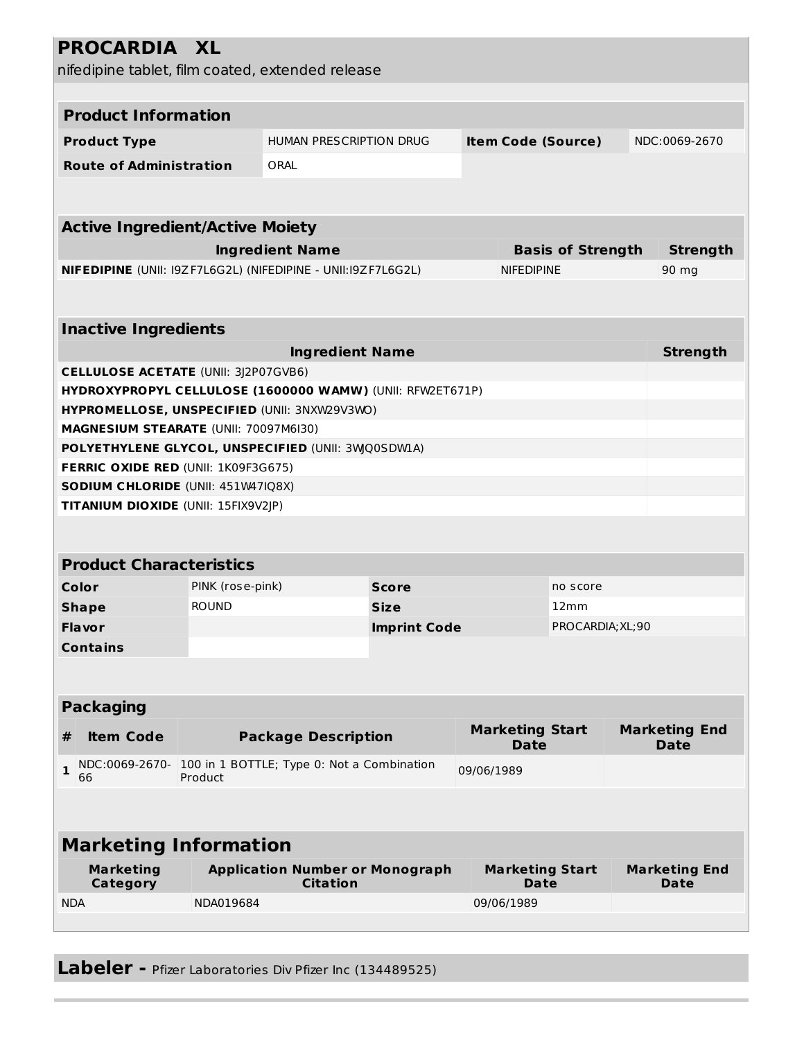# PROCARDIA XL

nifedipine tablet, film coated, extended release

| Product Information | | | |
|---|---|---|---|
| **Product Type** | HUMAN PRESCRIPTION DRUG | **Item Code (Source)** | NDC:0069-2670 |
| **Route of Administration** | ORAL | | |

| Active Ingredient/Active Moiety | | |
|---|---|---|
| **Ingredient Name** | **Basis of Strength** | **Strength** |
| **NIFEDIPINE** (UNII: I9ZF7L6G2L) (NIFEDIPINE - UNII:I9ZF7L6G2L) | NIFEDIPINE | 90 mg |

| Inactive Ingredients | |
|---|---|
| **Ingredient Name** | **Strength** |
| **CELLULOSE ACETATE** (UNII: 3J2P07GVB6) | |
| **HYDROXYPROPYL CELLULOSE (1600000 WAMW)** (UNII: RFW2ET671P) | |
| **HYPROMELLOSE, UNSPECIFIED** (UNII: 3NXW29V3WO) | |
| **MAGNESIUM STEARATE** (UNII: 70097M6I30) | |
| **POLYETHYLENE GLYCOL, UNSPECIFIED** (UNII: 3WJQ0SDW1A) | |
| **FERRIC OXIDE RED** (UNII: 1K09F3G675) | |
| **SODIUM CHLORIDE** (UNII: 451W47IQ8X) | |
| **TITANIUM DIOXIDE** (UNII: 15FIX9V2JP) | |

| Product Characteristics | | | |
|---|---|---|---|
| **Color** | PINK (rose-pink) | **Score** | no score |
| **Shape** | ROUND | **Size** | 12mm |
| **Flavor** | | **Imprint Code** | PROCARDIA;XL;90 |
| **Contains** | | | |

| Packaging | | | | |
|---|---|---|---|---|
| **#** | **Item Code** | **Package Description** | **Marketing Start Date** | **Marketing End Date** |
| 1 | NDC:0069-2670-66 | 100 in 1 BOTTLE; Type 0: Not a Combination Product | 09/06/1989 | |

| Marketing Information | | | |
|---|---|---|---|
| **Marketing Category** | **Application Number or Monograph Citation** | **Marketing Start Date** | **Marketing End Date** |
| NDA | NDA019684 | 09/06/1989 | |

**Labeler -** Pfizer Laboratories Div Pfizer Inc (134489525)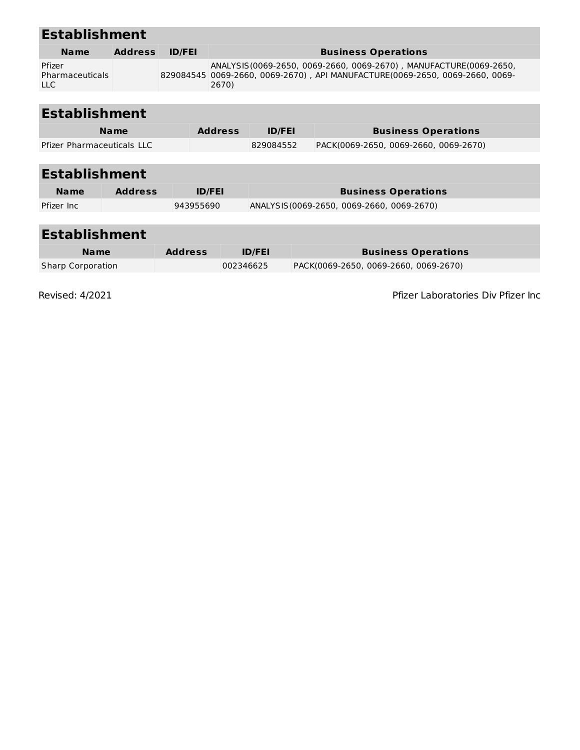## Establishment

| Name | Address | ID/FEI | Business Operations |
|---|---|---|---|
| Pfizer Pharmaceuticals LLC | | 829084545 | ANALYSIS(0069-2650, 0069-2660, 0069-2670) , MANUFACTURE(0069-2650, 0069-2660, 0069-2670) , API MANUFACTURE(0069-2650, 0069-2660, 0069-2670) |

## Establishment

| Name | Address | ID/FEI | Business Operations |
|---|---|---|---|
| Pfizer Pharmaceuticals LLC | | 829084552 | PACK(0069-2650, 0069-2660, 0069-2670) |

## Establishment

| Name | Address | ID/FEI | Business Operations |
|---|---|---|---|
| Pfizer Inc | | 943955690 | ANALYSIS(0069-2650, 0069-2660, 0069-2670) |

## Establishment

| Name | Address | ID/FEI | Business Operations |
|---|---|---|---|
| Sharp Corporation | | 002346625 | PACK(0069-2650, 0069-2660, 0069-2670) |

Revised: 4/2021

Pfizer Laboratories Div Pfizer Inc